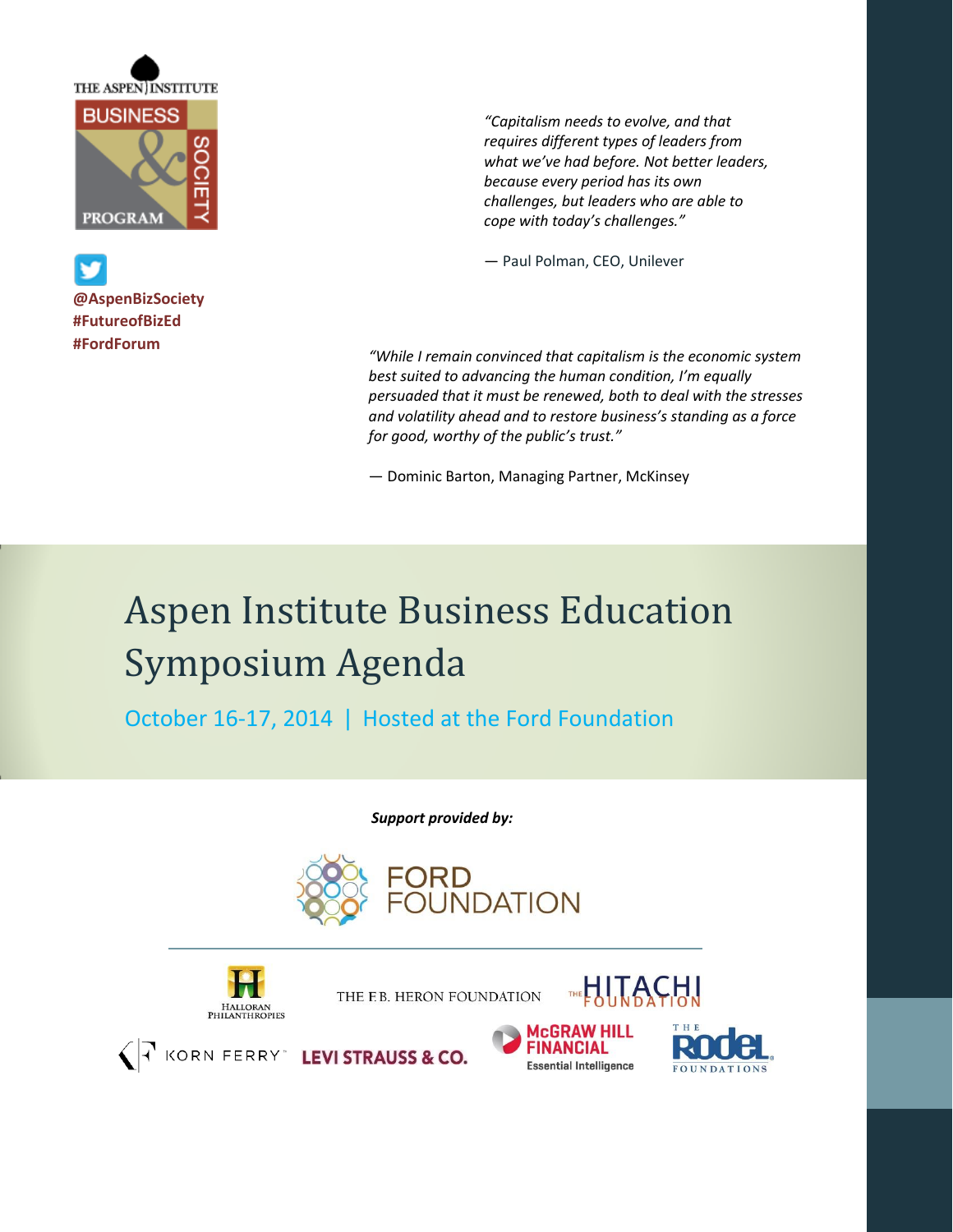THE ASPEN INSTITUTE

BUSINESS & SOCIETY PROGRAM

@AspenBizSociety
#FutureofBizEd
#FordForum

*"Capitalism needs to evolve, and that requires different types of leaders from what we've had before. Not better leaders, because every period has its own challenges, but leaders who are able to cope with today's challenges."*

— Paul Polman, CEO, Unilever

*"While I remain convinced that capitalism is the economic system best suited to advancing the human condition, I'm equally persuaded that it must be renewed, both to deal with the stresses and volatility ahead and to restore business's standing as a force for good, worthy of the public's trust."*

— Dominic Barton, Managing Partner, McKinsey

# Aspen Institute Business Education Symposium Agenda

## October 16-17, 2014 | Hosted at the Ford Foundation

***Support provided by:***

FORD FOUNDATION

HALLORAN PHILANTHROPIES

THE F.B. HERON FOUNDATION

THE HITACHI FOUNDATION

KORN FERRY

LEVI STRAUSS & CO.

McGRAW HILL FINANCIAL Essential Intelligence

THE RODEL FOUNDATIONS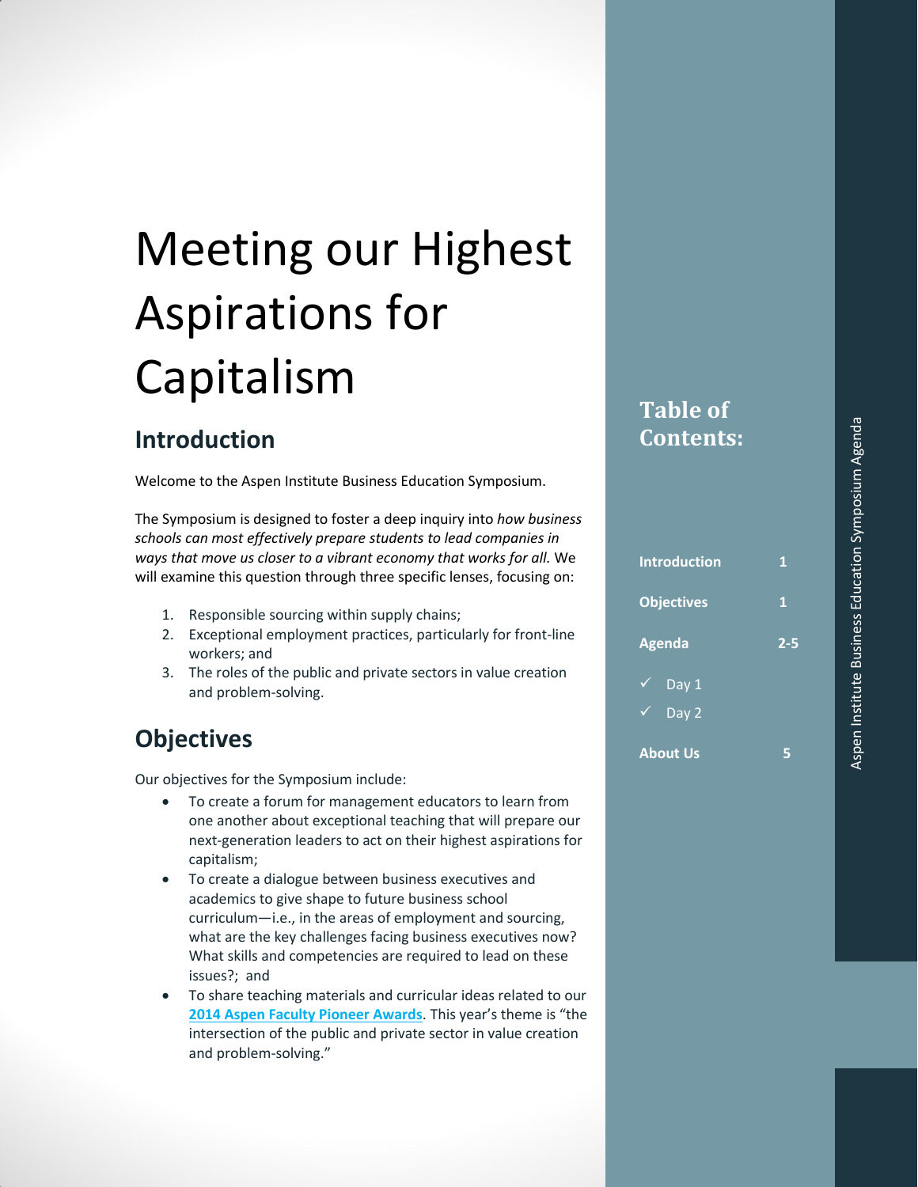# Meeting our Highest Aspirations for Capitalism

## Introduction

Welcome to the Aspen Institute Business Education Symposium.

The Symposium is designed to foster a deep inquiry into *how business schools can most effectively prepare students to lead companies in ways that move us closer to a vibrant economy that works for all.* We will examine this question through three specific lenses, focusing on:

1. Responsible sourcing within supply chains;
2. Exceptional employment practices, particularly for front-line workers; and
3. The roles of the public and private sectors in value creation and problem-solving.

## Objectives

Our objectives for the Symposium include:

- To create a forum for management educators to learn from one another about exceptional teaching that will prepare our next-generation leaders to act on their highest aspirations for capitalism;
- To create a dialogue between business executives and academics to give shape to future business school curriculum—i.e., in the areas of employment and sourcing, what are the key challenges facing business executives now? What skills and competencies are required to lead on these issues?; and
- To share teaching materials and curricular ideas related to our **2014 Aspen Faculty Pioneer Awards**. This year's theme is "the intersection of the public and private sector in value creation and problem-solving."

**Table of Contents:**

| | |
|---|---|
| **Introduction** | **1** |
| **Objectives** | **1** |
| **Agenda** | **2-5** |
| ✓ Day 1 | |
| ✓ Day 2 | |
| **About Us** | **5** |

Aspen Institute Business Education Symposium Agenda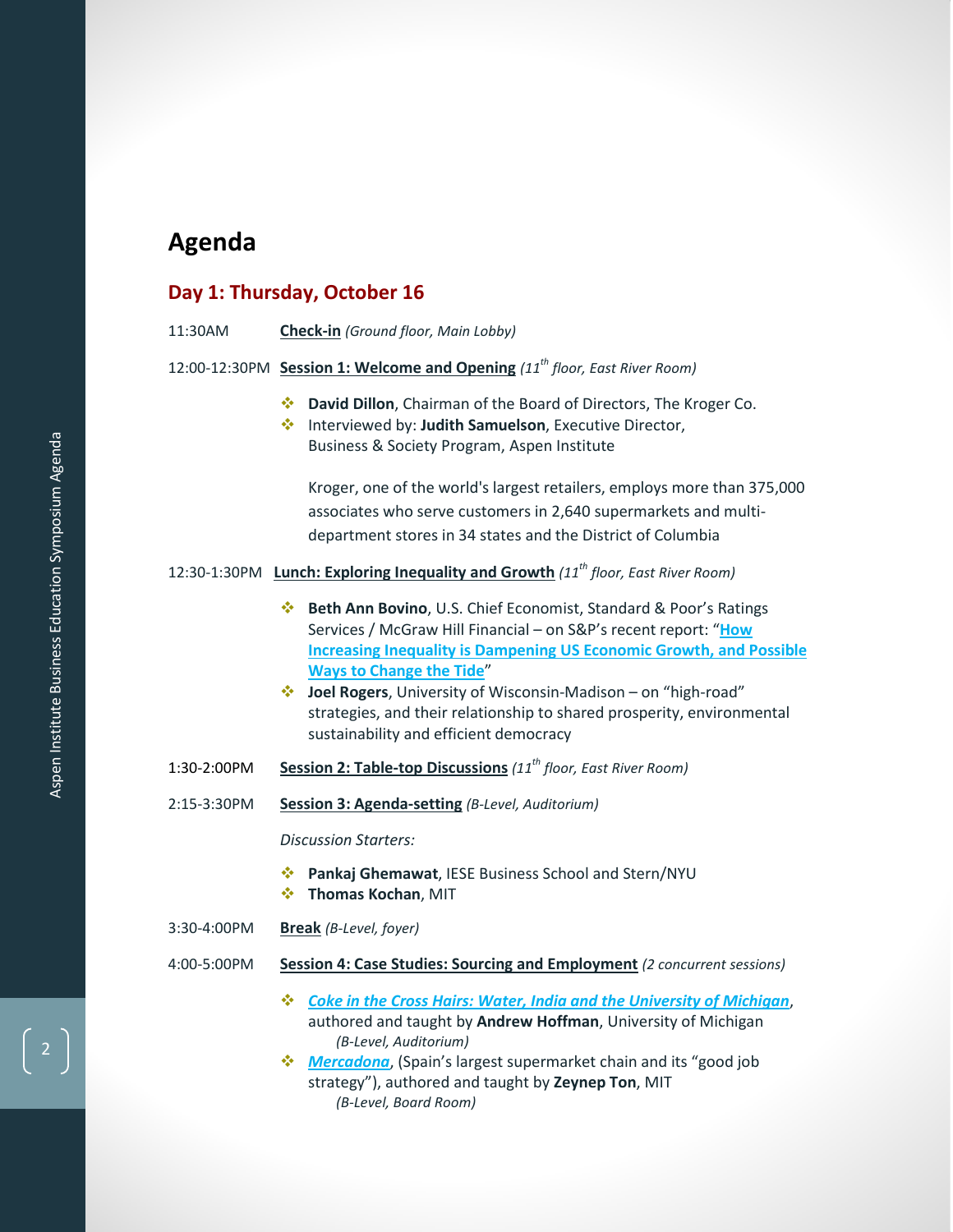# Agenda

## Day 1: Thursday, October 16

11:30AM **Check-in** *(Ground floor, Main Lobby)*

12:00-12:30PM **Session 1: Welcome and Opening** *(11th floor, East River Room)*

- **David Dillon**, Chairman of the Board of Directors, The Kroger Co.
- Interviewed by: **Judith Samuelson**, Executive Director, Business & Society Program, Aspen Institute

  Kroger, one of the world's largest retailers, employs more than 375,000 associates who serve customers in 2,640 supermarkets and multi-department stores in 34 states and the District of Columbia

12:30-1:30PM **Lunch: Exploring Inequality and Growth** *(11th floor, East River Room)*

- **Beth Ann Bovino**, U.S. Chief Economist, Standard & Poor's Ratings Services / McGraw Hill Financial – on S&P's recent report: "**How Increasing Inequality is Dampening US Economic Growth, and Possible Ways to Change the Tide**"
- **Joel Rogers**, University of Wisconsin-Madison – on "high-road" strategies, and their relationship to shared prosperity, environmental sustainability and efficient democracy

1:30-2:00PM **Session 2: Table-top Discussions** *(11th floor, East River Room)*

2:15-3:30PM **Session 3: Agenda-setting** *(B-Level, Auditorium)*

*Discussion Starters:*

- **Pankaj Ghemawat**, IESE Business School and Stern/NYU
- **Thomas Kochan**, MIT

3:30-4:00PM **Break** *(B-Level, foyer)*

4:00-5:00PM **Session 4: Case Studies: Sourcing and Employment** *(2 concurrent sessions)*

- ***Coke in the Cross Hairs: Water, India and the University of Michigan***, authored and taught by **Andrew Hoffman**, University of Michigan
  *(B-Level, Auditorium)*
- ***Mercadona***, (Spain's largest supermarket chain and its "good job strategy"), authored and taught by **Zeynep Ton**, MIT
  *(B-Level, Board Room)*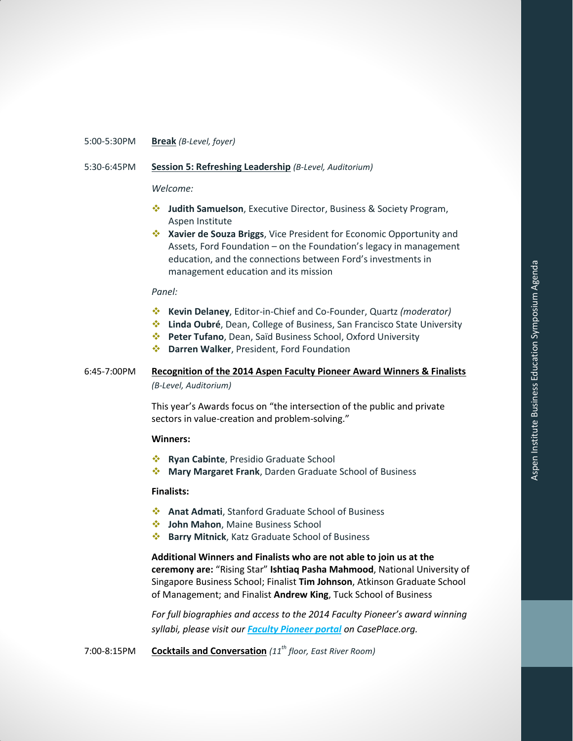5:00-5:30PM **Break** *(B-Level, foyer)*

5:30-6:45PM **Session 5: Refreshing Leadership** *(B-Level, Auditorium)*

*Welcome:*

- **Judith Samuelson**, Executive Director, Business & Society Program, Aspen Institute
- **Xavier de Souza Briggs**, Vice President for Economic Opportunity and Assets, Ford Foundation – on the Foundation's legacy in management education, and the connections between Ford's investments in management education and its mission

*Panel:*

- **Kevin Delaney**, Editor-in-Chief and Co-Founder, Quartz *(moderator)*
- **Linda Oubré**, Dean, College of Business, San Francisco State University
- **Peter Tufano**, Dean, Saïd Business School, Oxford University
- **Darren Walker**, President, Ford Foundation

6:45-7:00PM **Recognition of the 2014 Aspen Faculty Pioneer Award Winners & Finalists** *(B-Level, Auditorium)*

This year's Awards focus on "the intersection of the public and private sectors in value-creation and problem-solving."

**Winners:**

- **Ryan Cabinte**, Presidio Graduate School
- **Mary Margaret Frank**, Darden Graduate School of Business

**Finalists:**

- **Anat Admati**, Stanford Graduate School of Business
- **John Mahon**, Maine Business School
- **Barry Mitnick**, Katz Graduate School of Business

**Additional Winners and Finalists who are not able to join us at the ceremony are:** "Rising Star" **Ishtiaq Pasha Mahmood**, National University of Singapore Business School; Finalist **Tim Johnson**, Atkinson Graduate School of Management; and Finalist **Andrew King**, Tuck School of Business

*For full biographies and access to the 2014 Faculty Pioneer's award winning syllabi, please visit our **Faculty Pioneer portal** on CasePlace.org.*

7:00-8:15PM **Cocktails and Conversation** *(11th floor, East River Room)*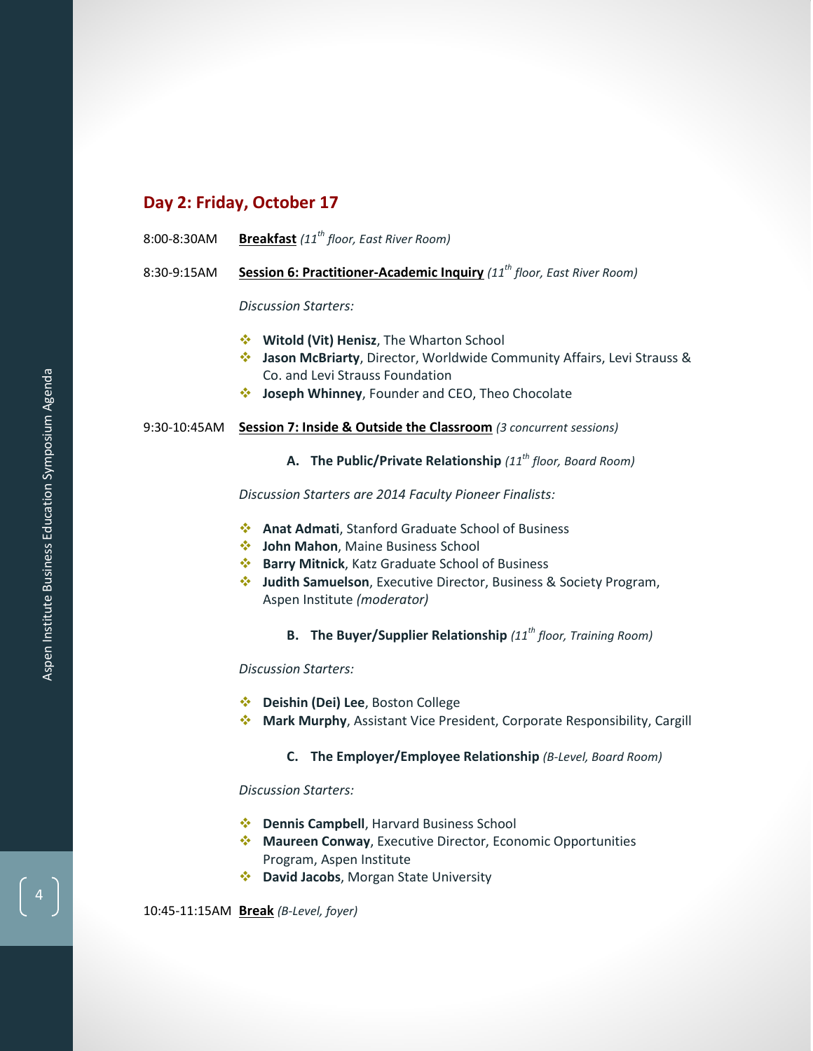## Day 2: Friday, October 17

8:00-8:30AM **Breakfast** *(11th floor, East River Room)*

8:30-9:15AM **Session 6: Practitioner-Academic Inquiry** *(11th floor, East River Room)*

*Discussion Starters:*

- **Witold (Vit) Henisz**, The Wharton School
- **Jason McBriarty**, Director, Worldwide Community Affairs, Levi Strauss & Co. and Levi Strauss Foundation
- **Joseph Whinney**, Founder and CEO, Theo Chocolate

9:30-10:45AM **Session 7: Inside & Outside the Classroom** *(3 concurrent sessions)*

**A. The Public/Private Relationship** *(11th floor, Board Room)*

*Discussion Starters are 2014 Faculty Pioneer Finalists:*

- **Anat Admati**, Stanford Graduate School of Business
- **John Mahon**, Maine Business School
- **Barry Mitnick**, Katz Graduate School of Business
- **Judith Samuelson**, Executive Director, Business & Society Program, Aspen Institute *(moderator)*

**B. The Buyer/Supplier Relationship** *(11th floor, Training Room)*

*Discussion Starters:*

- **Deishin (Dei) Lee**, Boston College
- **Mark Murphy**, Assistant Vice President, Corporate Responsibility, Cargill

**C. The Employer/Employee Relationship** *(B-Level, Board Room)*

*Discussion Starters:*

- **Dennis Campbell**, Harvard Business School
- **Maureen Conway**, Executive Director, Economic Opportunities Program, Aspen Institute
- **David Jacobs**, Morgan State University

10:45-11:15AM **Break** *(B-Level, foyer)*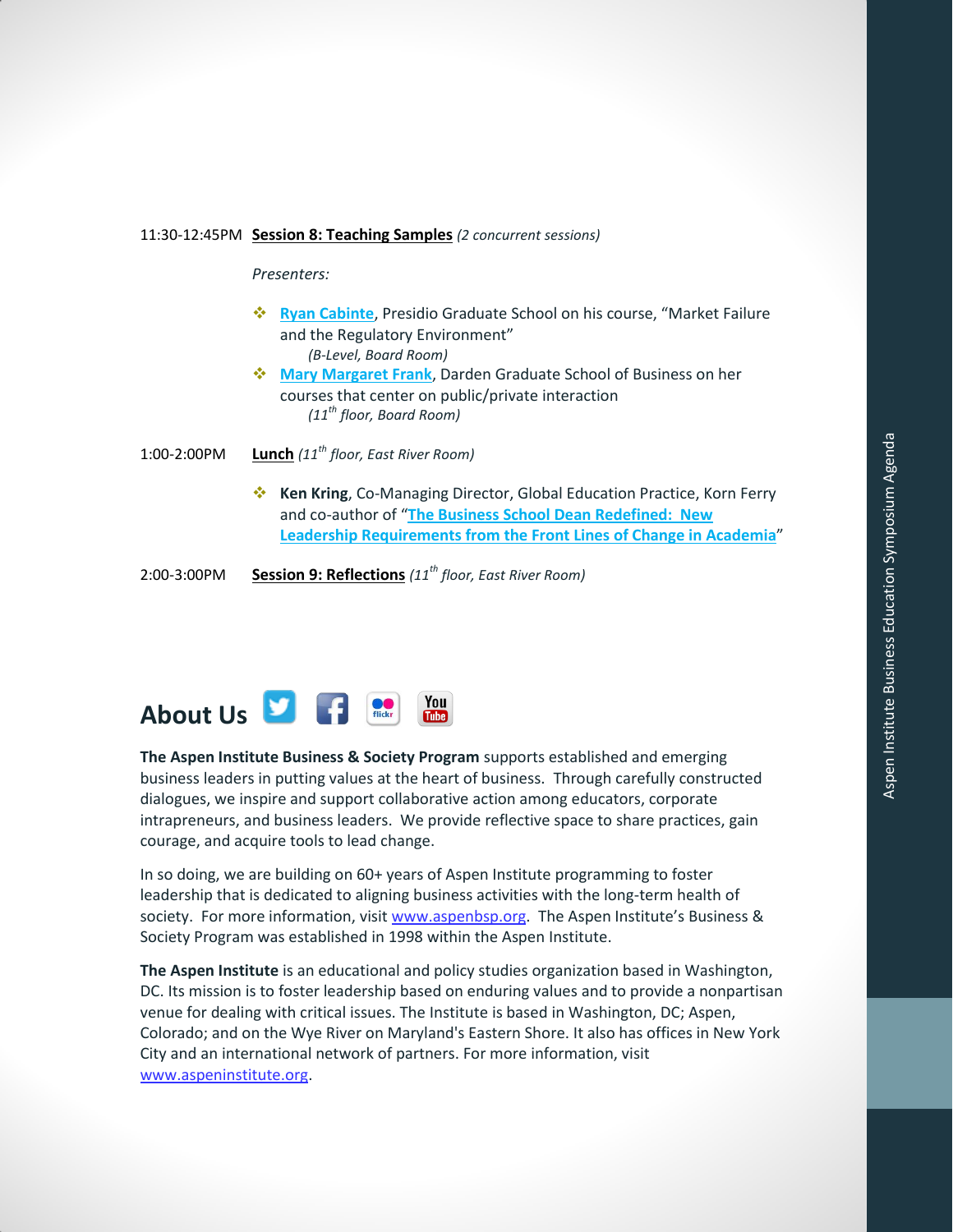11:30-12:45PM **Session 8: Teaching Samples** *(2 concurrent sessions)*

*Presenters:*

- **Ryan Cabinte**, Presidio Graduate School on his course, "Market Failure and the Regulatory Environment"
  *(B-Level, Board Room)*
- **Mary Margaret Frank**, Darden Graduate School of Business on her courses that center on public/private interaction
  *(11th floor, Board Room)*

1:00-2:00PM **Lunch** *(11th floor, East River Room)*

- **Ken Kring**, Co-Managing Director, Global Education Practice, Korn Ferry and co-author of "**The Business School Dean Redefined: New Leadership Requirements from the Front Lines of Change in Academia**"

2:00-3:00PM **Session 9: Reflections** *(11th floor, East River Room)*

## About Us

**The Aspen Institute Business & Society Program** supports established and emerging business leaders in putting values at the heart of business. Through carefully constructed dialogues, we inspire and support collaborative action among educators, corporate intrapreneurs, and business leaders. We provide reflective space to share practices, gain courage, and acquire tools to lead change.

In so doing, we are building on 60+ years of Aspen Institute programming to foster leadership that is dedicated to aligning business activities with the long-term health of society. For more information, visit www.aspenbsp.org. The Aspen Institute's Business & Society Program was established in 1998 within the Aspen Institute.

**The Aspen Institute** is an educational and policy studies organization based in Washington, DC. Its mission is to foster leadership based on enduring values and to provide a nonpartisan venue for dealing with critical issues. The Institute is based in Washington, DC; Aspen, Colorado; and on the Wye River on Maryland's Eastern Shore. It also has offices in New York City and an international network of partners. For more information, visit www.aspeninstitute.org.